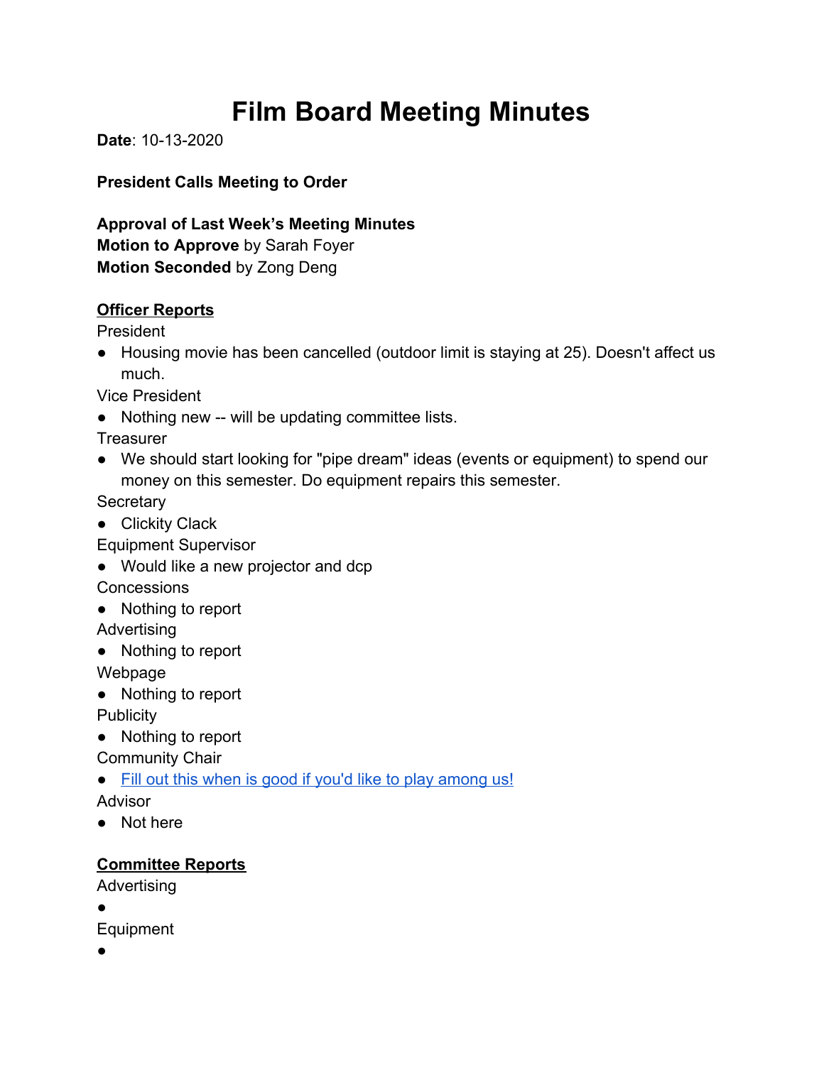# Film Board Meeting Minutes

**Date**: 10-13-2020

**President Calls Meeting to Order**

**Approval of Last Week's Meeting Minutes**
**Motion to Approve** by Sarah Foyer
**Motion Seconded** by Zong Deng

## Officer Reports

President
- Housing movie has been cancelled (outdoor limit is staying at 25). Doesn't affect us much.

Vice President
- Nothing new -- will be updating committee lists.

Treasurer
- We should start looking for "pipe dream" ideas (events or equipment) to spend our money on this semester. Do equipment repairs this semester.

Secretary
- Clickity Clack

Equipment Supervisor
- Would like a new projector and dcp

Concessions
- Nothing to report

Advertising
- Nothing to report

Webpage
- Nothing to report

Publicity
- Nothing to report

Community Chair
- Fill out this when is good if you'd like to play among us!

Advisor
- Not here

## Committee Reports

Advertising
-

Equipment
-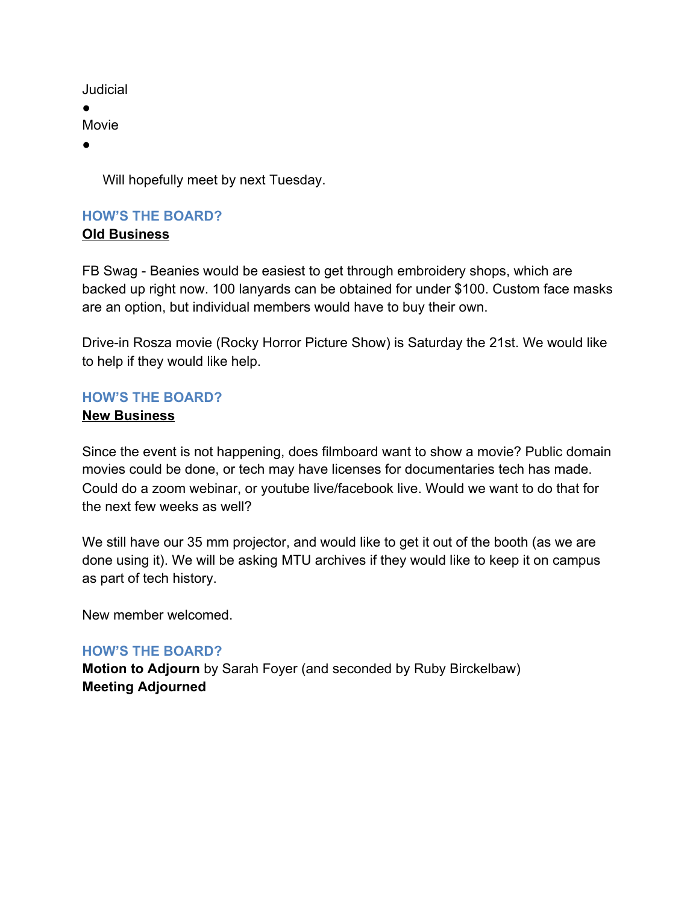Judicial

- 

Movie

- 

Will hopefully meet by next Tuesday.

### HOW'S THE BOARD?

**Old Business**

FB Swag - Beanies would be easiest to get through embroidery shops, which are backed up right now. 100 lanyards can be obtained for under $100. Custom face masks are an option, but individual members would have to buy their own.

Drive-in Rosza movie (Rocky Horror Picture Show) is Saturday the 21st. We would like to help if they would like help.

### HOW'S THE BOARD?

**New Business**

Since the event is not happening, does filmboard want to show a movie? Public domain movies could be done, or tech may have licenses for documentaries tech has made. Could do a zoom webinar, or youtube live/facebook live. Would we want to do that for the next few weeks as well?

We still have our 35 mm projector, and would like to get it out of the booth (as we are done using it). We will be asking MTU archives if they would like to keep it on campus as part of tech history.

New member welcomed.

### HOW'S THE BOARD?

**Motion to Adjourn** by Sarah Foyer (and seconded by Ruby Birckelbaw)

**Meeting Adjourned**